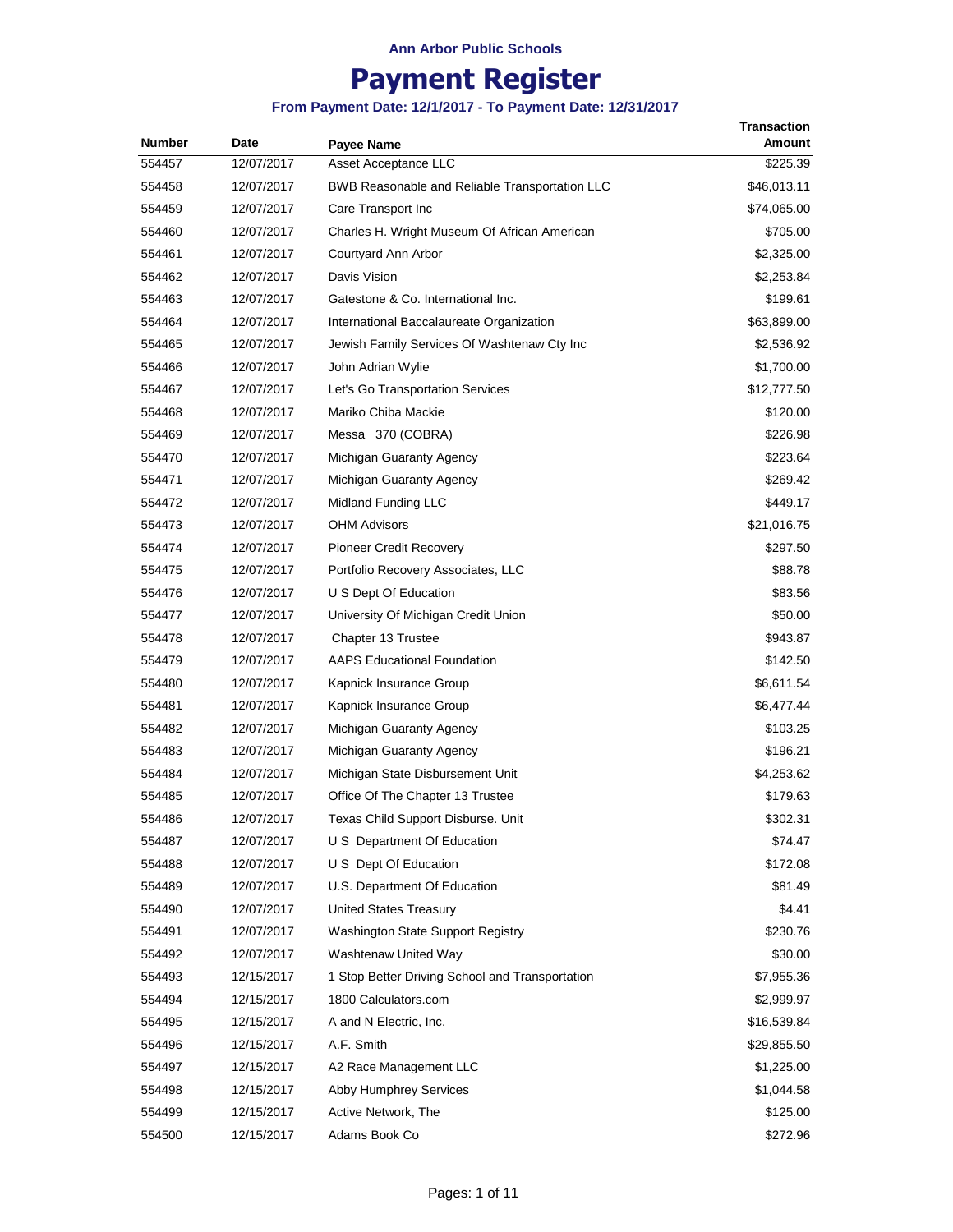Ann Arbor Public Schools

# Payment Register

**From Payment Date: 12/1/2017 - To Payment Date: 12/31/2017**

| Number | Date | Payee Name | Transaction Amount |
|---|---|---|---|
| 554457 | 12/07/2017 | Asset Acceptance LLC | $225.39 |
| 554458 | 12/07/2017 | BWB Reasonable and Reliable Transportation LLC | $46,013.11 |
| 554459 | 12/07/2017 | Care Transport Inc | $74,065.00 |
| 554460 | 12/07/2017 | Charles H. Wright Museum Of African American | $705.00 |
| 554461 | 12/07/2017 | Courtyard Ann Arbor | $2,325.00 |
| 554462 | 12/07/2017 | Davis Vision | $2,253.84 |
| 554463 | 12/07/2017 | Gatestone & Co. International Inc. | $199.61 |
| 554464 | 12/07/2017 | International Baccalaureate Organization | $63,899.00 |
| 554465 | 12/07/2017 | Jewish Family Services Of Washtenaw Cty Inc | $2,536.92 |
| 554466 | 12/07/2017 | John Adrian Wylie | $1,700.00 |
| 554467 | 12/07/2017 | Let's Go Transportation Services | $12,777.50 |
| 554468 | 12/07/2017 | Mariko Chiba Mackie | $120.00 |
| 554469 | 12/07/2017 | Messa 370 (COBRA) | $226.98 |
| 554470 | 12/07/2017 | Michigan Guaranty Agency | $223.64 |
| 554471 | 12/07/2017 | Michigan Guaranty Agency | $269.42 |
| 554472 | 12/07/2017 | Midland Funding LLC | $449.17 |
| 554473 | 12/07/2017 | OHM Advisors | $21,016.75 |
| 554474 | 12/07/2017 | Pioneer Credit Recovery | $297.50 |
| 554475 | 12/07/2017 | Portfolio Recovery Associates, LLC | $88.78 |
| 554476 | 12/07/2017 | U S Dept Of Education | $83.56 |
| 554477 | 12/07/2017 | University Of Michigan Credit Union | $50.00 |
| 554478 | 12/07/2017 | Chapter 13 Trustee | $943.87 |
| 554479 | 12/07/2017 | AAPS Educational Foundation | $142.50 |
| 554480 | 12/07/2017 | Kapnick Insurance Group | $6,611.54 |
| 554481 | 12/07/2017 | Kapnick Insurance Group | $6,477.44 |
| 554482 | 12/07/2017 | Michigan Guaranty Agency | $103.25 |
| 554483 | 12/07/2017 | Michigan Guaranty Agency | $196.21 |
| 554484 | 12/07/2017 | Michigan State Disbursement Unit | $4,253.62 |
| 554485 | 12/07/2017 | Office Of The Chapter 13 Trustee | $179.63 |
| 554486 | 12/07/2017 | Texas Child Support Disburse. Unit | $302.31 |
| 554487 | 12/07/2017 | U S Department Of Education | $74.47 |
| 554488 | 12/07/2017 | U S Dept Of Education | $172.08 |
| 554489 | 12/07/2017 | U.S. Department Of Education | $81.49 |
| 554490 | 12/07/2017 | United States Treasury | $4.41 |
| 554491 | 12/07/2017 | Washington State Support Registry | $230.76 |
| 554492 | 12/07/2017 | Washtenaw United Way | $30.00 |
| 554493 | 12/15/2017 | 1 Stop Better Driving School and Transportation | $7,955.36 |
| 554494 | 12/15/2017 | 1800 Calculators.com | $2,999.97 |
| 554495 | 12/15/2017 | A and N Electric, Inc. | $16,539.84 |
| 554496 | 12/15/2017 | A.F. Smith | $29,855.50 |
| 554497 | 12/15/2017 | A2 Race Management LLC | $1,225.00 |
| 554498 | 12/15/2017 | Abby Humphrey Services | $1,044.58 |
| 554499 | 12/15/2017 | Active Network, The | $125.00 |
| 554500 | 12/15/2017 | Adams Book Co | $272.96 |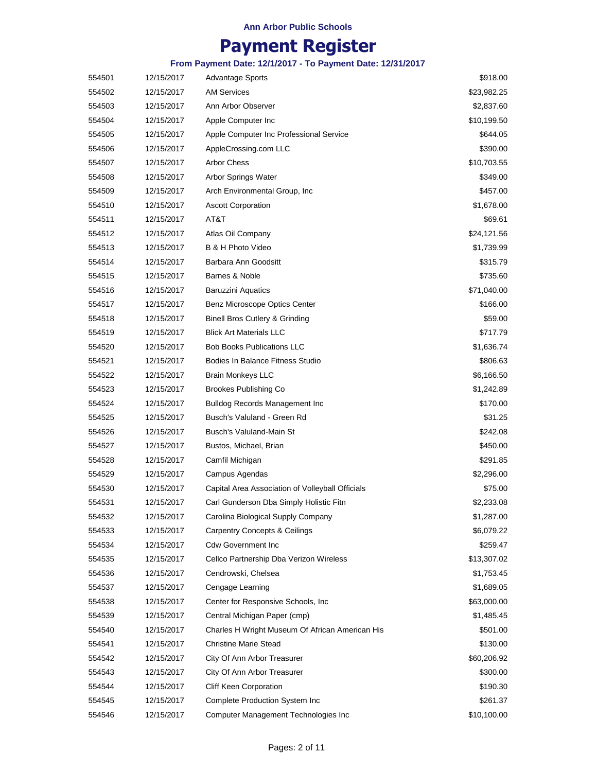**Ann Arbor Public Schools**

# Payment Register

### From Payment Date: 12/1/2017 - To Payment Date: 12/31/2017

| | | | |
|---|---|---|---|
| 554501 | 12/15/2017 | Advantage Sports | $918.00 |
| 554502 | 12/15/2017 | AM Services | $23,982.25 |
| 554503 | 12/15/2017 | Ann Arbor Observer | $2,837.60 |
| 554504 | 12/15/2017 | Apple Computer Inc | $10,199.50 |
| 554505 | 12/15/2017 | Apple Computer Inc Professional Service | $644.05 |
| 554506 | 12/15/2017 | AppleCrossing.com LLC | $390.00 |
| 554507 | 12/15/2017 | Arbor Chess | $10,703.55 |
| 554508 | 12/15/2017 | Arbor Springs Water | $349.00 |
| 554509 | 12/15/2017 | Arch Environmental Group, Inc | $457.00 |
| 554510 | 12/15/2017 | Ascott Corporation | $1,678.00 |
| 554511 | 12/15/2017 | AT&T | $69.61 |
| 554512 | 12/15/2017 | Atlas Oil Company | $24,121.56 |
| 554513 | 12/15/2017 | B & H Photo Video | $1,739.99 |
| 554514 | 12/15/2017 | Barbara Ann Goodsitt | $315.79 |
| 554515 | 12/15/2017 | Barnes & Noble | $735.60 |
| 554516 | 12/15/2017 | Baruzzini Aquatics | $71,040.00 |
| 554517 | 12/15/2017 | Benz Microscope Optics Center | $166.00 |
| 554518 | 12/15/2017 | Binell Bros Cutlery & Grinding | $59.00 |
| 554519 | 12/15/2017 | Blick Art Materials LLC | $717.79 |
| 554520 | 12/15/2017 | Bob Books Publications LLC | $1,636.74 |
| 554521 | 12/15/2017 | Bodies In Balance Fitness Studio | $806.63 |
| 554522 | 12/15/2017 | Brain Monkeys LLC | $6,166.50 |
| 554523 | 12/15/2017 | Brookes Publishing Co | $1,242.89 |
| 554524 | 12/15/2017 | Bulldog Records Management Inc | $170.00 |
| 554525 | 12/15/2017 | Busch's Valuland - Green Rd | $31.25 |
| 554526 | 12/15/2017 | Busch's Valuland-Main St | $242.08 |
| 554527 | 12/15/2017 | Bustos, Michael, Brian | $450.00 |
| 554528 | 12/15/2017 | Camfil Michigan | $291.85 |
| 554529 | 12/15/2017 | Campus Agendas | $2,296.00 |
| 554530 | 12/15/2017 | Capital Area Association of Volleyball Officials | $75.00 |
| 554531 | 12/15/2017 | Carl Gunderson Dba Simply Holistic Fitn | $2,233.08 |
| 554532 | 12/15/2017 | Carolina Biological Supply Company | $1,287.00 |
| 554533 | 12/15/2017 | Carpentry Concepts & Ceilings | $6,079.22 |
| 554534 | 12/15/2017 | Cdw Government Inc | $259.47 |
| 554535 | 12/15/2017 | Cellco Partnership Dba Verizon Wireless | $13,307.02 |
| 554536 | 12/15/2017 | Cendrowski, Chelsea | $1,753.45 |
| 554537 | 12/15/2017 | Cengage Learning | $1,689.05 |
| 554538 | 12/15/2017 | Center for Responsive Schools, Inc | $63,000.00 |
| 554539 | 12/15/2017 | Central Michigan Paper (cmp) | $1,485.45 |
| 554540 | 12/15/2017 | Charles H Wright Museum Of African American His | $501.00 |
| 554541 | 12/15/2017 | Christine Marie Stead | $130.00 |
| 554542 | 12/15/2017 | City Of Ann Arbor Treasurer | $60,206.92 |
| 554543 | 12/15/2017 | City Of Ann Arbor Treasurer | $300.00 |
| 554544 | 12/15/2017 | Cliff Keen Corporation | $190.30 |
| 554545 | 12/15/2017 | Complete Production System Inc | $261.37 |
| 554546 | 12/15/2017 | Computer Management Technologies Inc | $10,100.00 |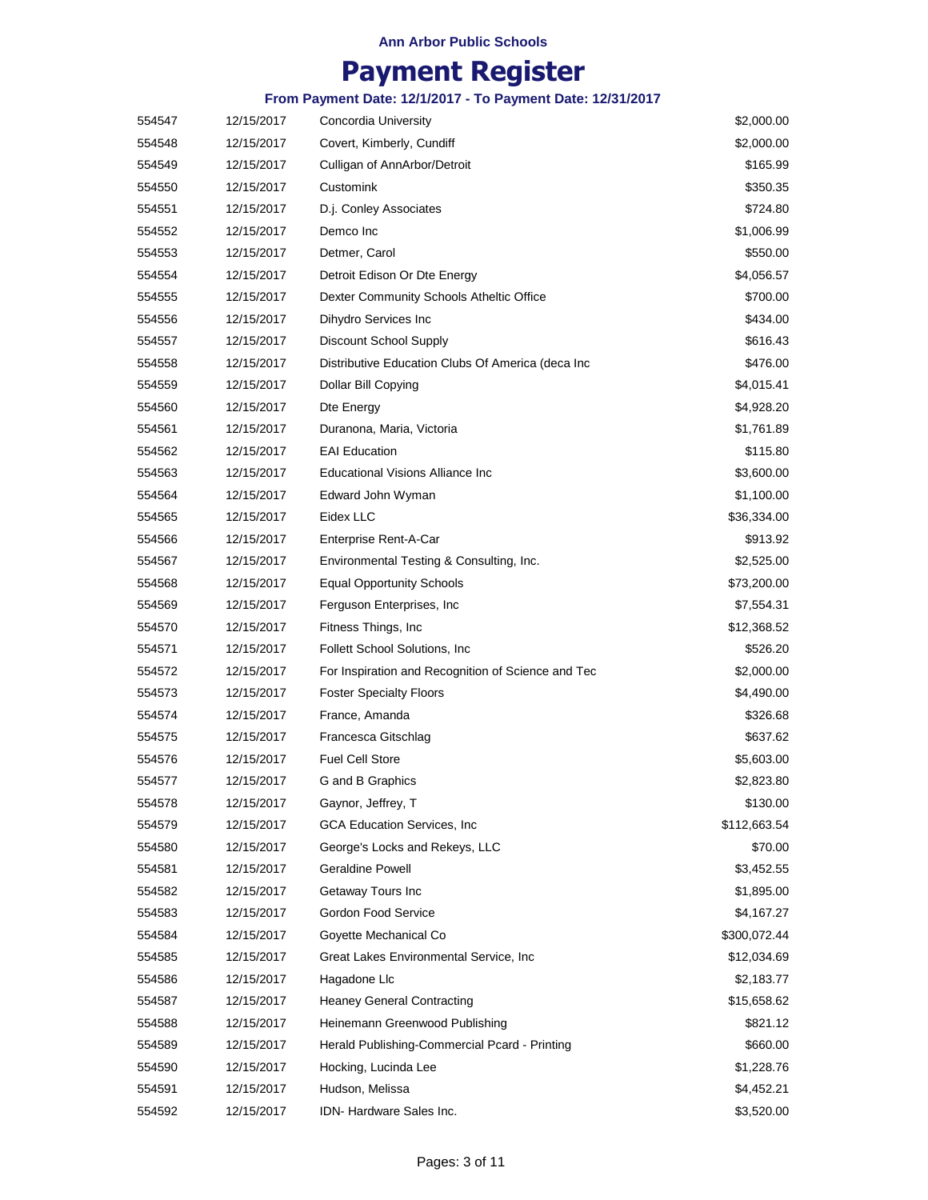Ann Arbor Public Schools

# Payment Register

### From Payment Date: 12/1/2017 - To Payment Date: 12/31/2017

| | | | |
|---|---|---|---|
| 554547 | 12/15/2017 | Concordia University | $2,000.00 |
| 554548 | 12/15/2017 | Covert, Kimberly, Cundiff | $2,000.00 |
| 554549 | 12/15/2017 | Culligan of AnnArbor/Detroit | $165.99 |
| 554550 | 12/15/2017 | Customink | $350.35 |
| 554551 | 12/15/2017 | D.j. Conley Associates | $724.80 |
| 554552 | 12/15/2017 | Demco Inc | $1,006.99 |
| 554553 | 12/15/2017 | Detmer, Carol | $550.00 |
| 554554 | 12/15/2017 | Detroit Edison Or Dte Energy | $4,056.57 |
| 554555 | 12/15/2017 | Dexter Community Schools Atheltic Office | $700.00 |
| 554556 | 12/15/2017 | Dihydro Services Inc | $434.00 |
| 554557 | 12/15/2017 | Discount School Supply | $616.43 |
| 554558 | 12/15/2017 | Distributive Education Clubs Of America (deca Inc | $476.00 |
| 554559 | 12/15/2017 | Dollar Bill Copying | $4,015.41 |
| 554560 | 12/15/2017 | Dte Energy | $4,928.20 |
| 554561 | 12/15/2017 | Duranona, Maria, Victoria | $1,761.89 |
| 554562 | 12/15/2017 | EAI Education | $115.80 |
| 554563 | 12/15/2017 | Educational Visions Alliance Inc | $3,600.00 |
| 554564 | 12/15/2017 | Edward John Wyman | $1,100.00 |
| 554565 | 12/15/2017 | Eidex LLC | $36,334.00 |
| 554566 | 12/15/2017 | Enterprise Rent-A-Car | $913.92 |
| 554567 | 12/15/2017 | Environmental Testing & Consulting, Inc. | $2,525.00 |
| 554568 | 12/15/2017 | Equal Opportunity Schools | $73,200.00 |
| 554569 | 12/15/2017 | Ferguson Enterprises, Inc | $7,554.31 |
| 554570 | 12/15/2017 | Fitness Things, Inc | $12,368.52 |
| 554571 | 12/15/2017 | Follett School Solutions, Inc | $526.20 |
| 554572 | 12/15/2017 | For Inspiration and Recognition of Science and Tec | $2,000.00 |
| 554573 | 12/15/2017 | Foster Specialty Floors | $4,490.00 |
| 554574 | 12/15/2017 | France, Amanda | $326.68 |
| 554575 | 12/15/2017 | Francesca Gitschlag | $637.62 |
| 554576 | 12/15/2017 | Fuel Cell Store | $5,603.00 |
| 554577 | 12/15/2017 | G and B Graphics | $2,823.80 |
| 554578 | 12/15/2017 | Gaynor, Jeffrey, T | $130.00 |
| 554579 | 12/15/2017 | GCA Education Services, Inc | $112,663.54 |
| 554580 | 12/15/2017 | George's Locks and Rekeys, LLC | $70.00 |
| 554581 | 12/15/2017 | Geraldine Powell | $3,452.55 |
| 554582 | 12/15/2017 | Getaway Tours Inc | $1,895.00 |
| 554583 | 12/15/2017 | Gordon Food Service | $4,167.27 |
| 554584 | 12/15/2017 | Goyette Mechanical Co | $300,072.44 |
| 554585 | 12/15/2017 | Great Lakes Environmental Service, Inc | $12,034.69 |
| 554586 | 12/15/2017 | Hagadone Llc | $2,183.77 |
| 554587 | 12/15/2017 | Heaney General Contracting | $15,658.62 |
| 554588 | 12/15/2017 | Heinemann Greenwood Publishing | $821.12 |
| 554589 | 12/15/2017 | Herald Publishing-Commercial Pcard - Printing | $660.00 |
| 554590 | 12/15/2017 | Hocking, Lucinda Lee | $1,228.76 |
| 554591 | 12/15/2017 | Hudson, Melissa | $4,452.21 |
| 554592 | 12/15/2017 | IDN- Hardware Sales Inc. | $3,520.00 |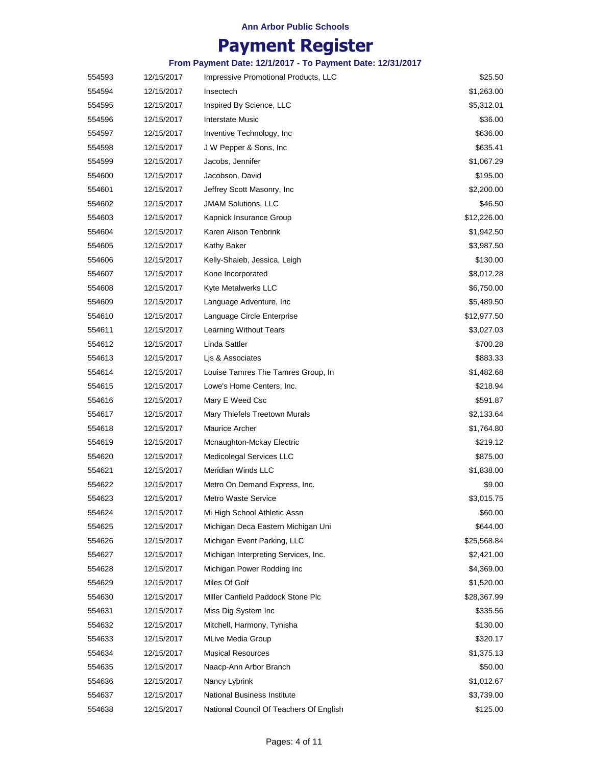Ann Arbor Public Schools

# Payment Register

### From Payment Date: 12/1/2017 - To Payment Date: 12/31/2017

| | | | |
|---|---|---|---|
| 554593 | 12/15/2017 | Impressive Promotional Products, LLC | $25.50 |
| 554594 | 12/15/2017 | Insectech | $1,263.00 |
| 554595 | 12/15/2017 | Inspired By Science, LLC | $5,312.01 |
| 554596 | 12/15/2017 | Interstate Music | $36.00 |
| 554597 | 12/15/2017 | Inventive Technology, Inc | $636.00 |
| 554598 | 12/15/2017 | J W Pepper & Sons, Inc | $635.41 |
| 554599 | 12/15/2017 | Jacobs, Jennifer | $1,067.29 |
| 554600 | 12/15/2017 | Jacobson, David | $195.00 |
| 554601 | 12/15/2017 | Jeffrey Scott Masonry, Inc | $2,200.00 |
| 554602 | 12/15/2017 | JMAM Solutions, LLC | $46.50 |
| 554603 | 12/15/2017 | Kapnick Insurance Group | $12,226.00 |
| 554604 | 12/15/2017 | Karen Alison Tenbrink | $1,942.50 |
| 554605 | 12/15/2017 | Kathy Baker | $3,987.50 |
| 554606 | 12/15/2017 | Kelly-Shaieb, Jessica, Leigh | $130.00 |
| 554607 | 12/15/2017 | Kone Incorporated | $8,012.28 |
| 554608 | 12/15/2017 | Kyte Metalwerks LLC | $6,750.00 |
| 554609 | 12/15/2017 | Language Adventure, Inc | $5,489.50 |
| 554610 | 12/15/2017 | Language Circle Enterprise | $12,977.50 |
| 554611 | 12/15/2017 | Learning Without Tears | $3,027.03 |
| 554612 | 12/15/2017 | Linda Sattler | $700.28 |
| 554613 | 12/15/2017 | Ljs & Associates | $883.33 |
| 554614 | 12/15/2017 | Louise Tamres The Tamres Group, In | $1,482.68 |
| 554615 | 12/15/2017 | Lowe's Home Centers, Inc. | $218.94 |
| 554616 | 12/15/2017 | Mary E Weed Csc | $591.87 |
| 554617 | 12/15/2017 | Mary Thiefels Treetown Murals | $2,133.64 |
| 554618 | 12/15/2017 | Maurice Archer | $1,764.80 |
| 554619 | 12/15/2017 | Mcnaughton-Mckay Electric | $219.12 |
| 554620 | 12/15/2017 | Medicolegal Services LLC | $875.00 |
| 554621 | 12/15/2017 | Meridian Winds LLC | $1,838.00 |
| 554622 | 12/15/2017 | Metro On Demand Express, Inc. | $9.00 |
| 554623 | 12/15/2017 | Metro Waste Service | $3,015.75 |
| 554624 | 12/15/2017 | Mi High School Athletic Assn | $60.00 |
| 554625 | 12/15/2017 | Michigan Deca Eastern Michigan Uni | $644.00 |
| 554626 | 12/15/2017 | Michigan Event Parking, LLC | $25,568.84 |
| 554627 | 12/15/2017 | Michigan Interpreting Services, Inc. | $2,421.00 |
| 554628 | 12/15/2017 | Michigan Power Rodding Inc | $4,369.00 |
| 554629 | 12/15/2017 | Miles Of Golf | $1,520.00 |
| 554630 | 12/15/2017 | Miller Canfield Paddock Stone Plc | $28,367.99 |
| 554631 | 12/15/2017 | Miss Dig System Inc | $335.56 |
| 554632 | 12/15/2017 | Mitchell, Harmony, Tynisha | $130.00 |
| 554633 | 12/15/2017 | MLive Media Group | $320.17 |
| 554634 | 12/15/2017 | Musical Resources | $1,375.13 |
| 554635 | 12/15/2017 | Naacp-Ann Arbor Branch | $50.00 |
| 554636 | 12/15/2017 | Nancy Lybrink | $1,012.67 |
| 554637 | 12/15/2017 | National Business Institute | $3,739.00 |
| 554638 | 12/15/2017 | National Council Of Teachers Of English | $125.00 |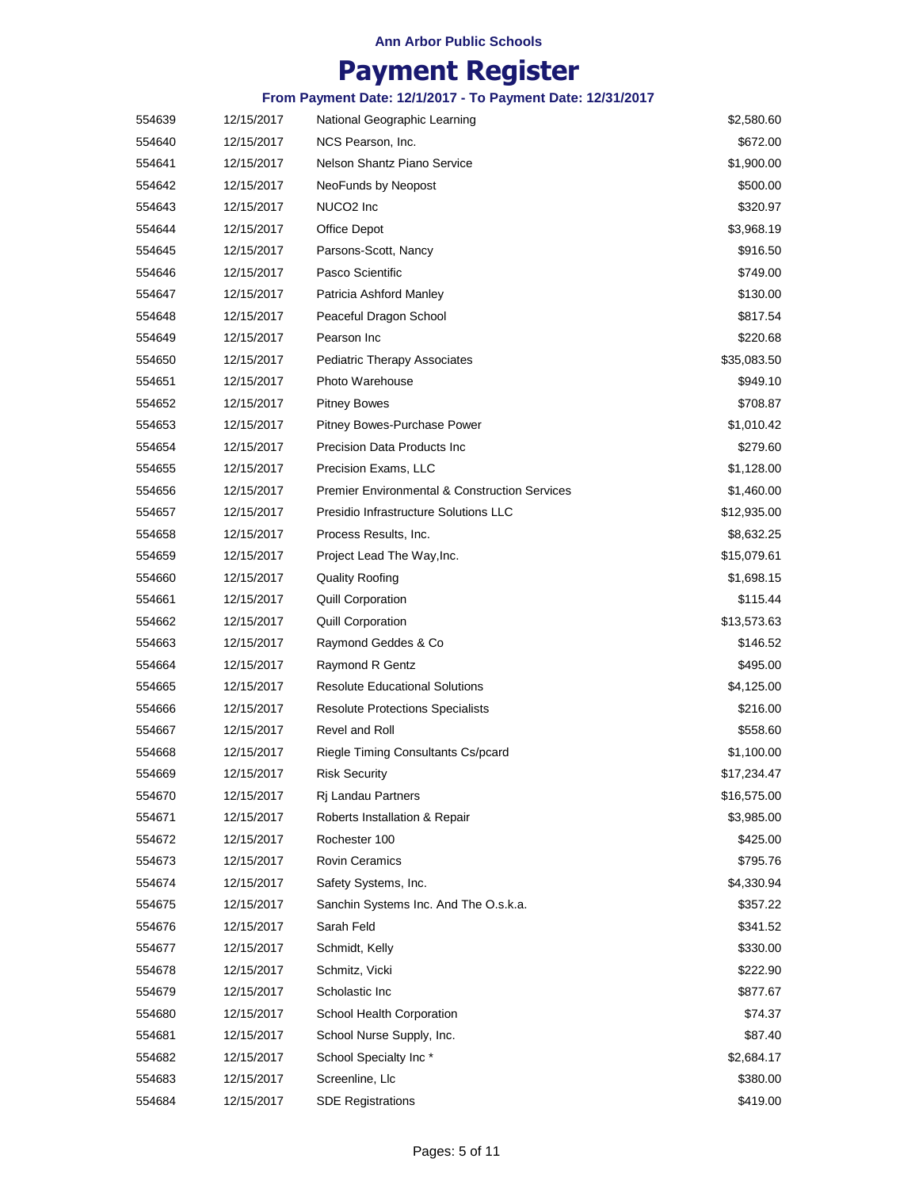**Ann Arbor Public Schools**

# Payment Register

**From Payment Date: 12/1/2017 - To Payment Date: 12/31/2017**

| | | | |
|---|---|---|---|
| 554639 | 12/15/2017 | National Geographic Learning | $2,580.60 |
| 554640 | 12/15/2017 | NCS Pearson, Inc. | $672.00 |
| 554641 | 12/15/2017 | Nelson Shantz Piano Service | $1,900.00 |
| 554642 | 12/15/2017 | NeoFunds by Neopost | $500.00 |
| 554643 | 12/15/2017 | NUCO2 Inc | $320.97 |
| 554644 | 12/15/2017 | Office Depot | $3,968.19 |
| 554645 | 12/15/2017 | Parsons-Scott, Nancy | $916.50 |
| 554646 | 12/15/2017 | Pasco Scientific | $749.00 |
| 554647 | 12/15/2017 | Patricia Ashford Manley | $130.00 |
| 554648 | 12/15/2017 | Peaceful Dragon School | $817.54 |
| 554649 | 12/15/2017 | Pearson Inc | $220.68 |
| 554650 | 12/15/2017 | Pediatric Therapy Associates | $35,083.50 |
| 554651 | 12/15/2017 | Photo Warehouse | $949.10 |
| 554652 | 12/15/2017 | Pitney Bowes | $708.87 |
| 554653 | 12/15/2017 | Pitney Bowes-Purchase Power | $1,010.42 |
| 554654 | 12/15/2017 | Precision Data Products Inc | $279.60 |
| 554655 | 12/15/2017 | Precision Exams, LLC | $1,128.00 |
| 554656 | 12/15/2017 | Premier Environmental & Construction Services | $1,460.00 |
| 554657 | 12/15/2017 | Presidio Infrastructure Solutions LLC | $12,935.00 |
| 554658 | 12/15/2017 | Process Results, Inc. | $8,632.25 |
| 554659 | 12/15/2017 | Project Lead The Way,Inc. | $15,079.61 |
| 554660 | 12/15/2017 | Quality Roofing | $1,698.15 |
| 554661 | 12/15/2017 | Quill Corporation | $115.44 |
| 554662 | 12/15/2017 | Quill Corporation | $13,573.63 |
| 554663 | 12/15/2017 | Raymond Geddes & Co | $146.52 |
| 554664 | 12/15/2017 | Raymond R Gentz | $495.00 |
| 554665 | 12/15/2017 | Resolute Educational Solutions | $4,125.00 |
| 554666 | 12/15/2017 | Resolute Protections Specialists | $216.00 |
| 554667 | 12/15/2017 | Revel and Roll | $558.60 |
| 554668 | 12/15/2017 | Riegle Timing Consultants Cs/pcard | $1,100.00 |
| 554669 | 12/15/2017 | Risk Security | $17,234.47 |
| 554670 | 12/15/2017 | Rj Landau Partners | $16,575.00 |
| 554671 | 12/15/2017 | Roberts Installation & Repair | $3,985.00 |
| 554672 | 12/15/2017 | Rochester 100 | $425.00 |
| 554673 | 12/15/2017 | Rovin Ceramics | $795.76 |
| 554674 | 12/15/2017 | Safety Systems, Inc. | $4,330.94 |
| 554675 | 12/15/2017 | Sanchin Systems Inc. And The O.s.k.a. | $357.22 |
| 554676 | 12/15/2017 | Sarah Feld | $341.52 |
| 554677 | 12/15/2017 | Schmidt, Kelly | $330.00 |
| 554678 | 12/15/2017 | Schmitz, Vicki | $222.90 |
| 554679 | 12/15/2017 | Scholastic Inc | $877.67 |
| 554680 | 12/15/2017 | School Health Corporation | $74.37 |
| 554681 | 12/15/2017 | School Nurse Supply, Inc. | $87.40 |
| 554682 | 12/15/2017 | School Specialty Inc * | $2,684.17 |
| 554683 | 12/15/2017 | Screenline, Llc | $380.00 |
| 554684 | 12/15/2017 | SDE Registrations | $419.00 |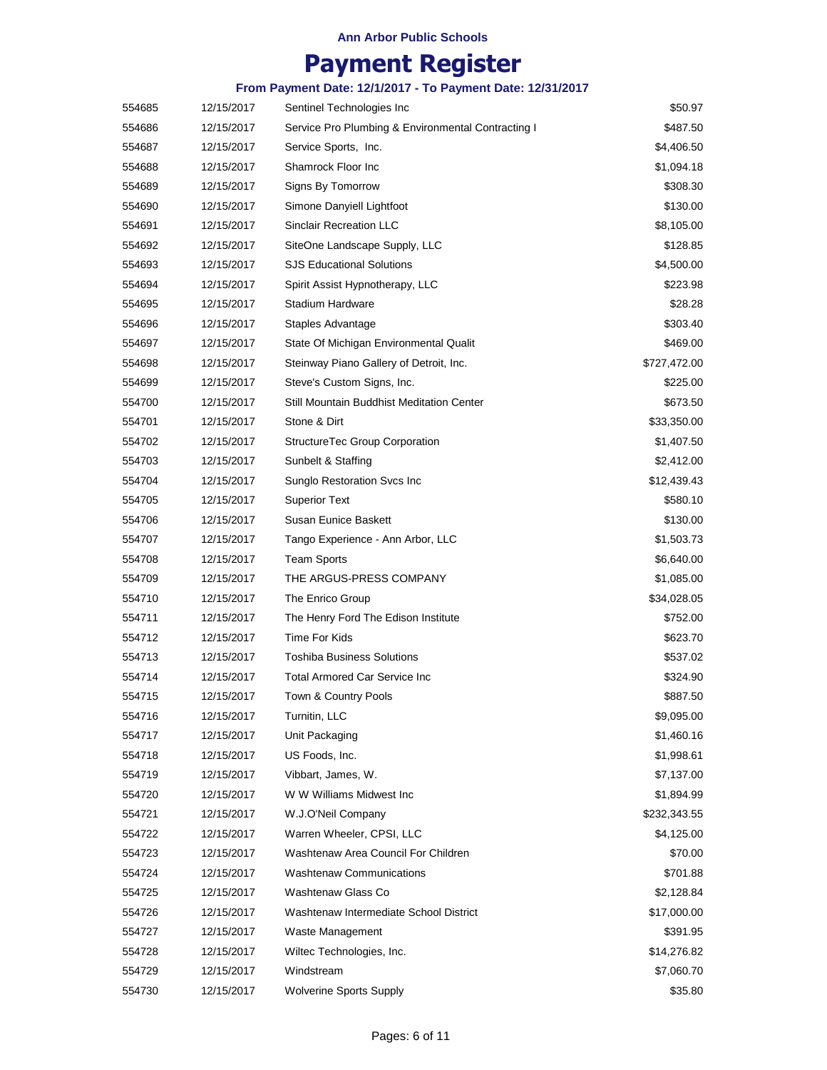**Ann Arbor Public Schools**

# Payment Register

**From Payment Date: 12/1/2017 - To Payment Date: 12/31/2017**

| | | | |
|---|---|---|---|
| 554685 | 12/15/2017 | Sentinel Technologies Inc | $50.97 |
| 554686 | 12/15/2017 | Service Pro Plumbing & Environmental Contracting I | $487.50 |
| 554687 | 12/15/2017 | Service Sports,  Inc. | $4,406.50 |
| 554688 | 12/15/2017 | Shamrock Floor Inc | $1,094.18 |
| 554689 | 12/15/2017 | Signs By Tomorrow | $308.30 |
| 554690 | 12/15/2017 | Simone Danyiell Lightfoot | $130.00 |
| 554691 | 12/15/2017 | Sinclair Recreation LLC | $8,105.00 |
| 554692 | 12/15/2017 | SiteOne Landscape Supply, LLC | $128.85 |
| 554693 | 12/15/2017 | SJS Educational Solutions | $4,500.00 |
| 554694 | 12/15/2017 | Spirit Assist Hypnotherapy, LLC | $223.98 |
| 554695 | 12/15/2017 | Stadium Hardware | $28.28 |
| 554696 | 12/15/2017 | Staples Advantage | $303.40 |
| 554697 | 12/15/2017 | State Of Michigan Environmental Qualit | $469.00 |
| 554698 | 12/15/2017 | Steinway Piano Gallery of Detroit, Inc. | $727,472.00 |
| 554699 | 12/15/2017 | Steve's Custom Signs, Inc. | $225.00 |
| 554700 | 12/15/2017 | Still Mountain Buddhist Meditation Center | $673.50 |
| 554701 | 12/15/2017 | Stone & Dirt | $33,350.00 |
| 554702 | 12/15/2017 | StructureTec Group Corporation | $1,407.50 |
| 554703 | 12/15/2017 | Sunbelt & Staffing | $2,412.00 |
| 554704 | 12/15/2017 | Sunglo Restoration Svcs Inc | $12,439.43 |
| 554705 | 12/15/2017 | Superior Text | $580.10 |
| 554706 | 12/15/2017 | Susan Eunice Baskett | $130.00 |
| 554707 | 12/15/2017 | Tango Experience - Ann Arbor, LLC | $1,503.73 |
| 554708 | 12/15/2017 | Team Sports | $6,640.00 |
| 554709 | 12/15/2017 | THE ARGUS-PRESS COMPANY | $1,085.00 |
| 554710 | 12/15/2017 | The Enrico Group | $34,028.05 |
| 554711 | 12/15/2017 | The Henry Ford The Edison Institute | $752.00 |
| 554712 | 12/15/2017 | Time For Kids | $623.70 |
| 554713 | 12/15/2017 | Toshiba Business Solutions | $537.02 |
| 554714 | 12/15/2017 | Total Armored Car Service Inc | $324.90 |
| 554715 | 12/15/2017 | Town & Country Pools | $887.50 |
| 554716 | 12/15/2017 | Turnitin, LLC | $9,095.00 |
| 554717 | 12/15/2017 | Unit Packaging | $1,460.16 |
| 554718 | 12/15/2017 | US Foods, Inc. | $1,998.61 |
| 554719 | 12/15/2017 | Vibbart, James, W. | $7,137.00 |
| 554720 | 12/15/2017 | W W Williams Midwest Inc | $1,894.99 |
| 554721 | 12/15/2017 | W.J.O'Neil Company | $232,343.55 |
| 554722 | 12/15/2017 | Warren Wheeler, CPSI, LLC | $4,125.00 |
| 554723 | 12/15/2017 | Washtenaw Area Council For Children | $70.00 |
| 554724 | 12/15/2017 | Washtenaw Communications | $701.88 |
| 554725 | 12/15/2017 | Washtenaw Glass Co | $2,128.84 |
| 554726 | 12/15/2017 | Washtenaw Intermediate School District | $17,000.00 |
| 554727 | 12/15/2017 | Waste Management | $391.95 |
| 554728 | 12/15/2017 | Wiltec Technologies, Inc. | $14,276.82 |
| 554729 | 12/15/2017 | Windstream | $7,060.70 |
| 554730 | 12/15/2017 | Wolverine Sports Supply | $35.80 |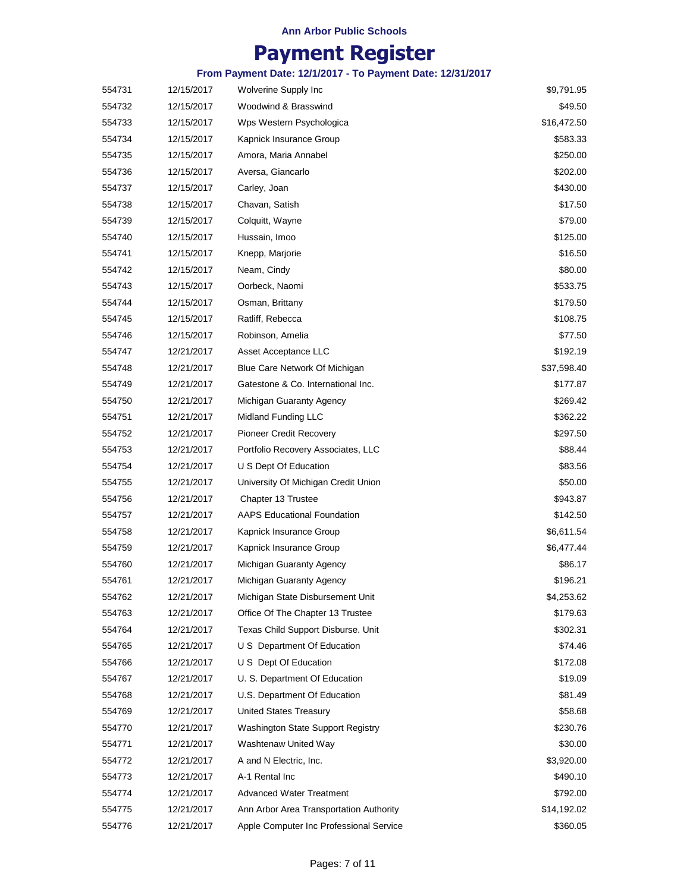# Ann Arbor Public Schools

## Payment Register

### From Payment Date: 12/1/2017 - To Payment Date: 12/31/2017

| | | | |
|---|---|---|---|
| 554731 | 12/15/2017 | Wolverine Supply Inc | $9,791.95 |
| 554732 | 12/15/2017 | Woodwind & Brasswind | $49.50 |
| 554733 | 12/15/2017 | Wps Western Psychologica | $16,472.50 |
| 554734 | 12/15/2017 | Kapnick Insurance Group | $583.33 |
| 554735 | 12/15/2017 | Amora, Maria Annabel | $250.00 |
| 554736 | 12/15/2017 | Aversa, Giancarlo | $202.00 |
| 554737 | 12/15/2017 | Carley, Joan | $430.00 |
| 554738 | 12/15/2017 | Chavan, Satish | $17.50 |
| 554739 | 12/15/2017 | Colquitt, Wayne | $79.00 |
| 554740 | 12/15/2017 | Hussain, Imoo | $125.00 |
| 554741 | 12/15/2017 | Knepp, Marjorie | $16.50 |
| 554742 | 12/15/2017 | Neam, Cindy | $80.00 |
| 554743 | 12/15/2017 | Oorbeck, Naomi | $533.75 |
| 554744 | 12/15/2017 | Osman, Brittany | $179.50 |
| 554745 | 12/15/2017 | Ratliff, Rebecca | $108.75 |
| 554746 | 12/15/2017 | Robinson, Amelia | $77.50 |
| 554747 | 12/21/2017 | Asset Acceptance LLC | $192.19 |
| 554748 | 12/21/2017 | Blue Care Network Of Michigan | $37,598.40 |
| 554749 | 12/21/2017 | Gatestone & Co. International Inc. | $177.87 |
| 554750 | 12/21/2017 | Michigan Guaranty Agency | $269.42 |
| 554751 | 12/21/2017 | Midland Funding LLC | $362.22 |
| 554752 | 12/21/2017 | Pioneer Credit Recovery | $297.50 |
| 554753 | 12/21/2017 | Portfolio Recovery Associates, LLC | $88.44 |
| 554754 | 12/21/2017 | U S Dept Of Education | $83.56 |
| 554755 | 12/21/2017 | University Of Michigan Credit Union | $50.00 |
| 554756 | 12/21/2017 | Chapter 13 Trustee | $943.87 |
| 554757 | 12/21/2017 | AAPS Educational Foundation | $142.50 |
| 554758 | 12/21/2017 | Kapnick Insurance Group | $6,611.54 |
| 554759 | 12/21/2017 | Kapnick Insurance Group | $6,477.44 |
| 554760 | 12/21/2017 | Michigan Guaranty Agency | $86.17 |
| 554761 | 12/21/2017 | Michigan Guaranty Agency | $196.21 |
| 554762 | 12/21/2017 | Michigan State Disbursement Unit | $4,253.62 |
| 554763 | 12/21/2017 | Office Of The Chapter 13 Trustee | $179.63 |
| 554764 | 12/21/2017 | Texas Child Support Disburse. Unit | $302.31 |
| 554765 | 12/21/2017 | U S Department Of Education | $74.46 |
| 554766 | 12/21/2017 | U S Dept Of Education | $172.08 |
| 554767 | 12/21/2017 | U. S. Department Of Education | $19.09 |
| 554768 | 12/21/2017 | U.S. Department Of Education | $81.49 |
| 554769 | 12/21/2017 | United States Treasury | $58.68 |
| 554770 | 12/21/2017 | Washington State Support Registry | $230.76 |
| 554771 | 12/21/2017 | Washtenaw United Way | $30.00 |
| 554772 | 12/21/2017 | A and N Electric, Inc. | $3,920.00 |
| 554773 | 12/21/2017 | A-1 Rental Inc | $490.10 |
| 554774 | 12/21/2017 | Advanced Water Treatment | $792.00 |
| 554775 | 12/21/2017 | Ann Arbor Area Transportation Authority | $14,192.02 |
| 554776 | 12/21/2017 | Apple Computer Inc Professional Service | $360.05 |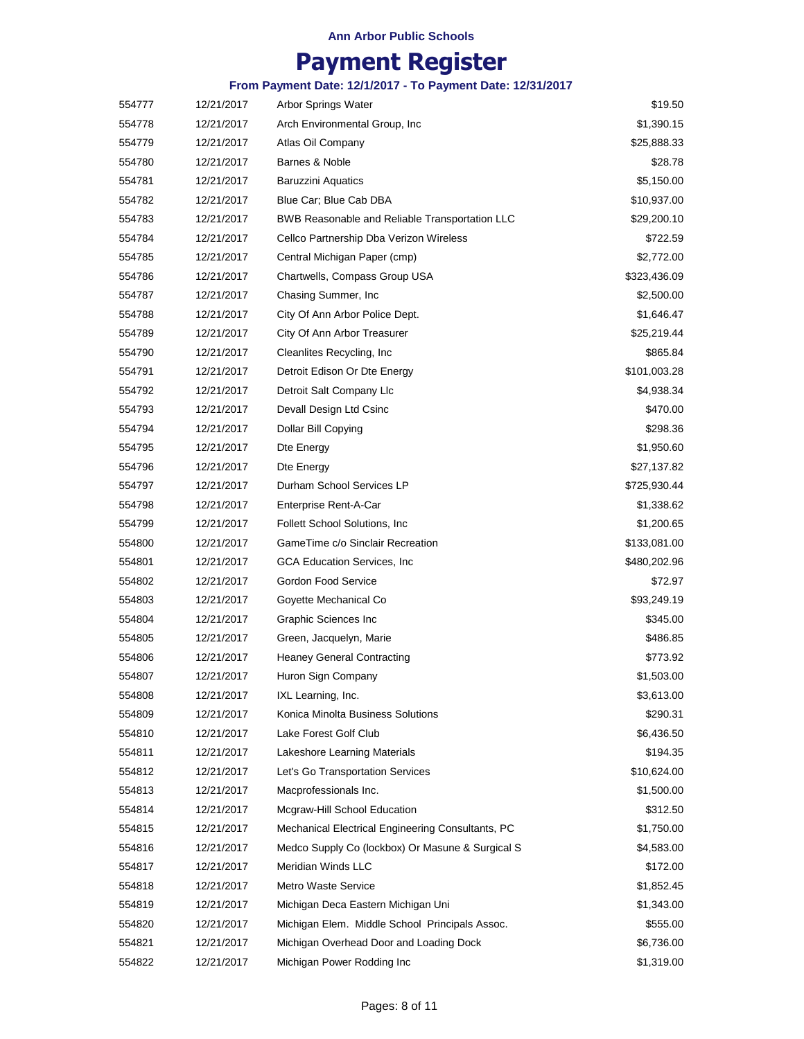Ann Arbor Public Schools

# Payment Register

### From Payment Date: 12/1/2017 - To Payment Date: 12/31/2017

| | | | |
|---|---|---|---|
| 554777 | 12/21/2017 | Arbor Springs Water | $19.50 |
| 554778 | 12/21/2017 | Arch Environmental Group, Inc | $1,390.15 |
| 554779 | 12/21/2017 | Atlas Oil Company | $25,888.33 |
| 554780 | 12/21/2017 | Barnes & Noble | $28.78 |
| 554781 | 12/21/2017 | Baruzzini Aquatics | $5,150.00 |
| 554782 | 12/21/2017 | Blue Car; Blue Cab DBA | $10,937.00 |
| 554783 | 12/21/2017 | BWB Reasonable and Reliable Transportation LLC | $29,200.10 |
| 554784 | 12/21/2017 | Cellco Partnership Dba Verizon Wireless | $722.59 |
| 554785 | 12/21/2017 | Central Michigan Paper (cmp) | $2,772.00 |
| 554786 | 12/21/2017 | Chartwells, Compass Group USA | $323,436.09 |
| 554787 | 12/21/2017 | Chasing Summer, Inc | $2,500.00 |
| 554788 | 12/21/2017 | City Of Ann Arbor Police Dept. | $1,646.47 |
| 554789 | 12/21/2017 | City Of Ann Arbor Treasurer | $25,219.44 |
| 554790 | 12/21/2017 | Cleanlites Recycling, Inc | $865.84 |
| 554791 | 12/21/2017 | Detroit Edison Or Dte Energy | $101,003.28 |
| 554792 | 12/21/2017 | Detroit Salt Company Llc | $4,938.34 |
| 554793 | 12/21/2017 | Devall Design Ltd Csinc | $470.00 |
| 554794 | 12/21/2017 | Dollar Bill Copying | $298.36 |
| 554795 | 12/21/2017 | Dte Energy | $1,950.60 |
| 554796 | 12/21/2017 | Dte Energy | $27,137.82 |
| 554797 | 12/21/2017 | Durham School Services LP | $725,930.44 |
| 554798 | 12/21/2017 | Enterprise Rent-A-Car | $1,338.62 |
| 554799 | 12/21/2017 | Follett School Solutions, Inc | $1,200.65 |
| 554800 | 12/21/2017 | GameTime c/o Sinclair Recreation | $133,081.00 |
| 554801 | 12/21/2017 | GCA Education Services, Inc | $480,202.96 |
| 554802 | 12/21/2017 | Gordon Food Service | $72.97 |
| 554803 | 12/21/2017 | Goyette Mechanical Co | $93,249.19 |
| 554804 | 12/21/2017 | Graphic Sciences Inc | $345.00 |
| 554805 | 12/21/2017 | Green, Jacquelyn, Marie | $486.85 |
| 554806 | 12/21/2017 | Heaney General Contracting | $773.92 |
| 554807 | 12/21/2017 | Huron Sign Company | $1,503.00 |
| 554808 | 12/21/2017 | IXL Learning, Inc. | $3,613.00 |
| 554809 | 12/21/2017 | Konica Minolta Business Solutions | $290.31 |
| 554810 | 12/21/2017 | Lake Forest Golf Club | $6,436.50 |
| 554811 | 12/21/2017 | Lakeshore Learning Materials | $194.35 |
| 554812 | 12/21/2017 | Let's Go Transportation Services | $10,624.00 |
| 554813 | 12/21/2017 | Macprofessionals Inc. | $1,500.00 |
| 554814 | 12/21/2017 | Mcgraw-Hill School Education | $312.50 |
| 554815 | 12/21/2017 | Mechanical Electrical Engineering Consultants, PC | $1,750.00 |
| 554816 | 12/21/2017 | Medco Supply Co (lockbox) Or Masune & Surgical S | $4,583.00 |
| 554817 | 12/21/2017 | Meridian Winds LLC | $172.00 |
| 554818 | 12/21/2017 | Metro Waste Service | $1,852.45 |
| 554819 | 12/21/2017 | Michigan Deca Eastern Michigan Uni | $1,343.00 |
| 554820 | 12/21/2017 | Michigan Elem. Middle School Principals Assoc. | $555.00 |
| 554821 | 12/21/2017 | Michigan Overhead Door and Loading Dock | $6,736.00 |
| 554822 | 12/21/2017 | Michigan Power Rodding Inc | $1,319.00 |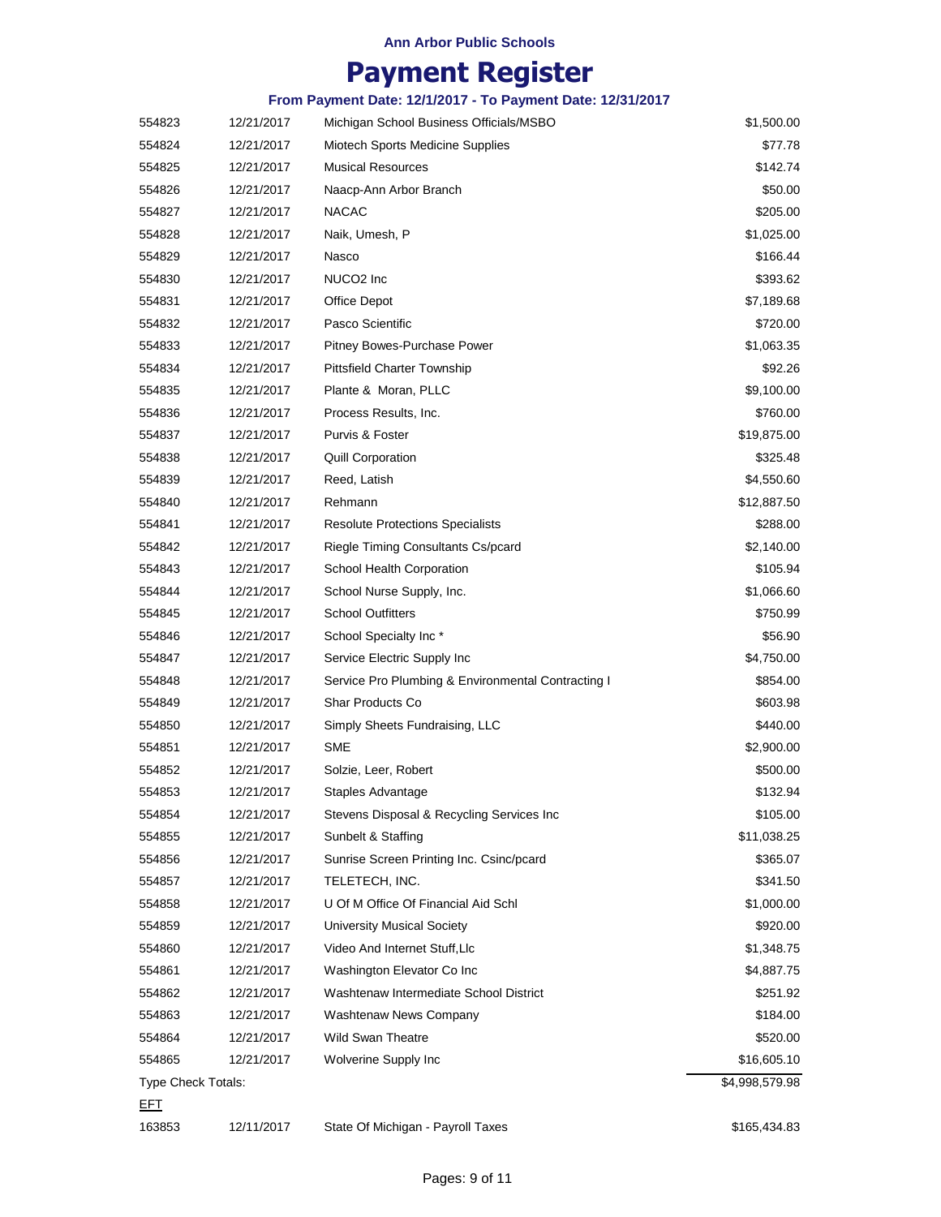Ann Arbor Public Schools

# Payment Register

From Payment Date: 12/1/2017 - To Payment Date: 12/31/2017

| | | | |
|---|---|---|---|
| 554823 | 12/21/2017 | Michigan School Business Officials/MSBO | $1,500.00 |
| 554824 | 12/21/2017 | Miotech Sports Medicine Supplies | $77.78 |
| 554825 | 12/21/2017 | Musical Resources | $142.74 |
| 554826 | 12/21/2017 | Naacp-Ann Arbor Branch | $50.00 |
| 554827 | 12/21/2017 | NACAC | $205.00 |
| 554828 | 12/21/2017 | Naik, Umesh, P | $1,025.00 |
| 554829 | 12/21/2017 | Nasco | $166.44 |
| 554830 | 12/21/2017 | NUCO2 Inc | $393.62 |
| 554831 | 12/21/2017 | Office Depot | $7,189.68 |
| 554832 | 12/21/2017 | Pasco Scientific | $720.00 |
| 554833 | 12/21/2017 | Pitney Bowes-Purchase Power | $1,063.35 |
| 554834 | 12/21/2017 | Pittsfield Charter Township | $92.26 |
| 554835 | 12/21/2017 | Plante & Moran, PLLC | $9,100.00 |
| 554836 | 12/21/2017 | Process Results, Inc. | $760.00 |
| 554837 | 12/21/2017 | Purvis & Foster | $19,875.00 |
| 554838 | 12/21/2017 | Quill Corporation | $325.48 |
| 554839 | 12/21/2017 | Reed, Latish | $4,550.60 |
| 554840 | 12/21/2017 | Rehmann | $12,887.50 |
| 554841 | 12/21/2017 | Resolute Protections Specialists | $288.00 |
| 554842 | 12/21/2017 | Riegle Timing Consultants Cs/pcard | $2,140.00 |
| 554843 | 12/21/2017 | School Health Corporation | $105.94 |
| 554844 | 12/21/2017 | School Nurse Supply, Inc. | $1,066.60 |
| 554845 | 12/21/2017 | School Outfitters | $750.99 |
| 554846 | 12/21/2017 | School Specialty Inc * | $56.90 |
| 554847 | 12/21/2017 | Service Electric Supply Inc | $4,750.00 |
| 554848 | 12/21/2017 | Service Pro Plumbing & Environmental Contracting I | $854.00 |
| 554849 | 12/21/2017 | Shar Products Co | $603.98 |
| 554850 | 12/21/2017 | Simply Sheets Fundraising, LLC | $440.00 |
| 554851 | 12/21/2017 | SME | $2,900.00 |
| 554852 | 12/21/2017 | Solzie, Leer, Robert | $500.00 |
| 554853 | 12/21/2017 | Staples Advantage | $132.94 |
| 554854 | 12/21/2017 | Stevens Disposal & Recycling Services Inc | $105.00 |
| 554855 | 12/21/2017 | Sunbelt & Staffing | $11,038.25 |
| 554856 | 12/21/2017 | Sunrise Screen Printing Inc. Csinc/pcard | $365.07 |
| 554857 | 12/21/2017 | TELETECH, INC. | $341.50 |
| 554858 | 12/21/2017 | U Of M Office Of Financial Aid Schl | $1,000.00 |
| 554859 | 12/21/2017 | University Musical Society | $920.00 |
| 554860 | 12/21/2017 | Video And Internet Stuff,Llc | $1,348.75 |
| 554861 | 12/21/2017 | Washington Elevator Co Inc | $4,887.75 |
| 554862 | 12/21/2017 | Washtenaw Intermediate School District | $251.92 |
| 554863 | 12/21/2017 | Washtenaw News Company | $184.00 |
| 554864 | 12/21/2017 | Wild Swan Theatre | $520.00 |
| 554865 | 12/21/2017 | Wolverine Supply Inc | $16,605.10 |
| Type Check Totals: | | | $4,998,579.98 |
| EFT | | | |
| 163853 | 12/11/2017 | State Of Michigan - Payroll Taxes | $165,434.83 |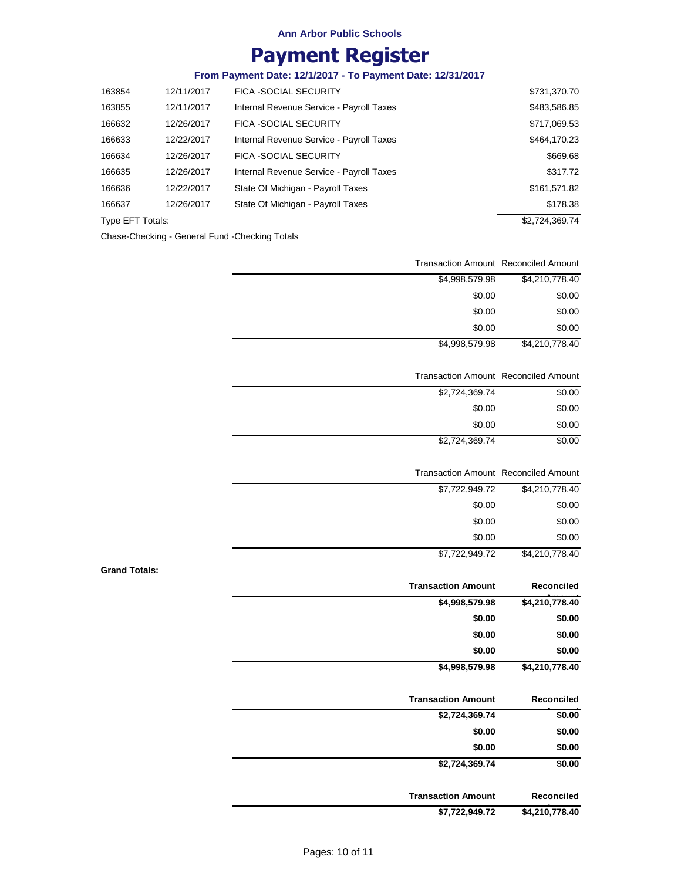Ann Arbor Public Schools

# Payment Register

### From Payment Date: 12/1/2017 - To Payment Date: 12/31/2017

| | | | |
|---|---|---|---|
| 163854 | 12/11/2017 | FICA -SOCIAL SECURITY | $731,370.70 |
| 163855 | 12/11/2017 | Internal Revenue Service - Payroll Taxes | $483,586.85 |
| 166632 | 12/26/2017 | FICA -SOCIAL SECURITY | $717,069.53 |
| 166633 | 12/22/2017 | Internal Revenue Service - Payroll Taxes | $464,170.23 |
| 166634 | 12/26/2017 | FICA -SOCIAL SECURITY | $669.68 |
| 166635 | 12/26/2017 | Internal Revenue Service - Payroll Taxes | $317.72 |
| 166636 | 12/22/2017 | State Of Michigan - Payroll Taxes | $161,571.82 |
| 166637 | 12/26/2017 | State Of Michigan - Payroll Taxes | $178.38 |
| Type EFT Totals: | | | $2,724,369.74 |

Chase-Checking - General Fund -Checking Totals

| | Transaction Amount | Reconciled Amount |
|---|---|---|
| | $4,998,579.98 | $4,210,778.40 |
| | $0.00 | $0.00 |
| | $0.00 | $0.00 |
| | $0.00 | $0.00 |
| | $4,998,579.98 | $4,210,778.40 |

| | Transaction Amount | Reconciled Amount |
|---|---|---|
| | $2,724,369.74 | $0.00 |
| | $0.00 | $0.00 |
| | $0.00 | $0.00 |
| | $2,724,369.74 | $0.00 |

| | Transaction Amount | Reconciled Amount |
|---|---|---|
| | $7,722,949.72 | $4,210,778.40 |
| | $0.00 | $0.00 |
| | $0.00 | $0.00 |
| | $0.00 | $0.00 |
| | $7,722,949.72 | $4,210,778.40 |

**Grand Totals:**

| | **Transaction Amount** | **Reconciled** |
|---|---|---|
| | **$4,998,579.98** | **$4,210,778.40** |
| | **$0.00** | **$0.00** |
| | **$0.00** | **$0.00** |
| | **$0.00** | **$0.00** |
| | **$4,998,579.98** | **$4,210,778.40** |

| | **Transaction Amount** | **Reconciled** |
|---|---|---|
| | **$2,724,369.74** | **$0.00** |
| | **$0.00** | **$0.00** |
| | **$0.00** | **$0.00** |
| | **$2,724,369.74** | **$0.00** |

| | **Transaction Amount** | **Reconciled** |
|---|---|---|
| | **$7,722,949.72** | **$4,210,778.40** |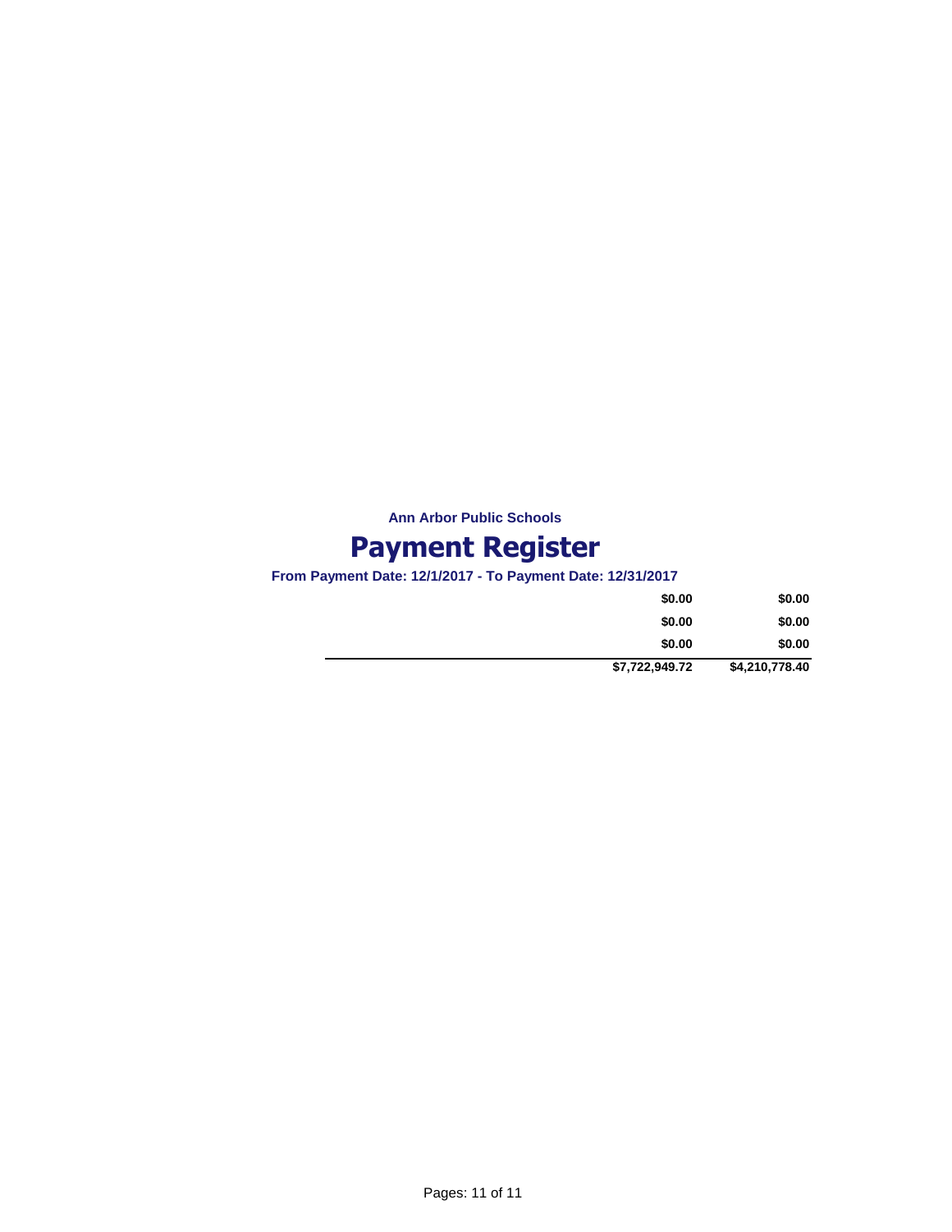**Ann Arbor Public Schools**

# Payment Register

**From Payment Date: 12/1/2017 - To Payment Date: 12/31/2017**

| | |
|---|---|
| **$0.00** | **$0.00** |
| **$0.00** | **$0.00** |
| **$0.00** | **$0.00** |
| **$7,722,949.72** | **$4,210,778.40** |